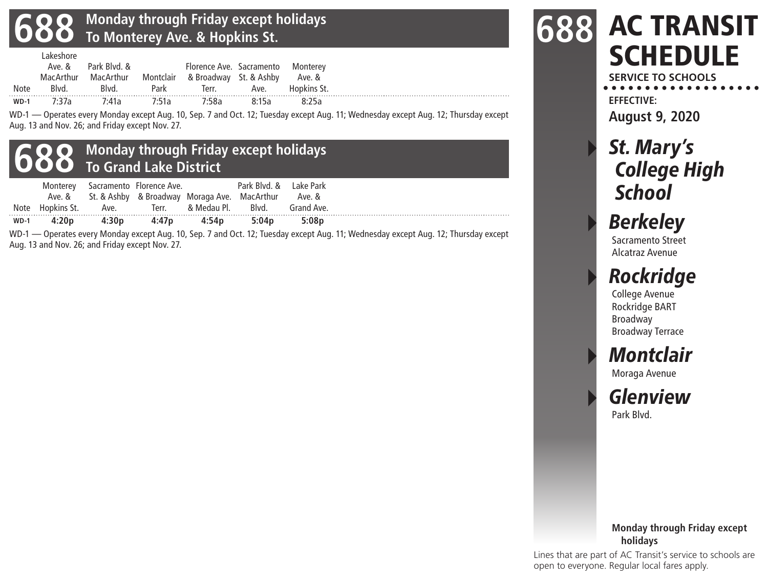# 688 Monday through Friday except holidays To Monterey Ave. & Hopkins St.

| Note | Lakeshore Ave. & MacArthur Blvd. | Park Blvd. & MacArthur Blvd. | Montclair Park | Florence Ave. & Broadway Terr. | Sacramento St. & Ashby Ave. | Monterey Ave. & Hopkins St. |
|---|---|---|---|---|---|---|
| WD-1 | 7:37a | 7:41a | 7:51a | 7:58a | 8:15a | 8:25a |

WD-1 — Operates every Monday except Aug. 10, Sep. 7 and Oct. 12; Tuesday except Aug. 11; Wednesday except Aug. 12; Thursday except Aug. 13 and Nov. 26; and Friday except Nov. 27.

# 688 Monday through Friday except holidays To Grand Lake District

| Note | Monterey Ave. & Hopkins St. | Sacramento St. & Ashby Ave. | Florence Ave. & Broadway Terr. | Moraga Ave. & Medau Pl. | Park Blvd. & MacArthur Blvd. | Lake Park Ave. & Grand Ave. |
|---|---|---|---|---|---|---|
| WD-1 | **4:20p** | **4:30p** | **4:47p** | **4:54p** | **5:04p** | **5:08p** |

WD-1 — Operates every Monday except Aug. 10, Sep. 7 and Oct. 12; Tuesday except Aug. 11; Wednesday except Aug. 12; Thursday except Aug. 13 and Nov. 26; and Friday except Nov. 27.

# 688 AC TRANSIT SCHEDULE

**SERVICE TO SCHOOLS**

**EFFECTIVE:**
**August 9, 2020**

## *St. Mary's College High School*

## *Berkeley*

Sacramento Street
Alcatraz Avenue

## *Rockridge*

College Avenue
Rockridge BART
Broadway
Broadway Terrace

## *Montclair*

Moraga Avenue

## *Glenview*

Park Blvd.

**Monday through Friday except holidays**

Lines that are part of AC Transit's service to schools are open to everyone. Regular local fares apply.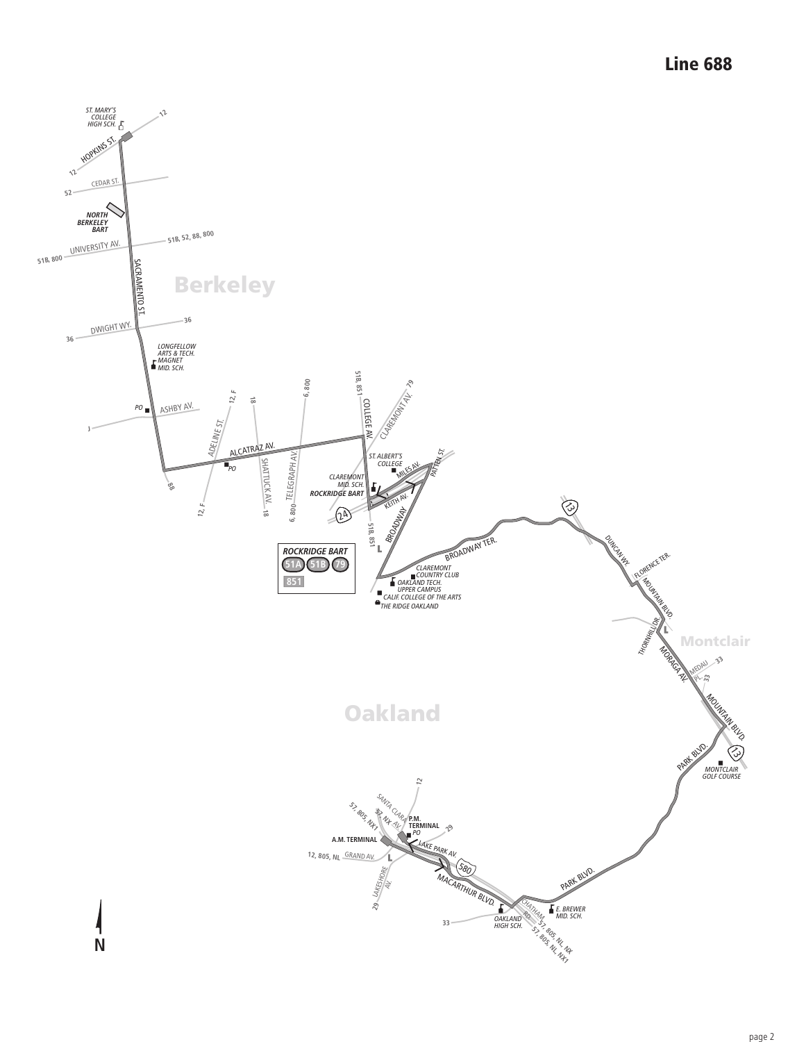# Line 688

Berkeley

Oakland

Montclair

ST. MARY'S COLLEGE HIGH SCH.

HOPKINS ST.

12

12

CEDAR ST.

52

NORTH BERKELEY BART

UNIVERSITY AV.

51B, 52, 88, 800

51B, 800

SACRAMENTO ST.

DWIGHT WY.

36

36

LONGFELLOW ARTS & TECH. MAGNET MID. SCH.

PO

ASHBY AV.

J

88

ADELINE ST.

12, F

12, F

ALCATRAZ AV.

PO

18

SHATTUCK AV.

18

TELEGRAPH AV.

6, 800

6, 800

51B, 851

COLLEGE AV.

CLAREMONT AV.

79

ST. ALBERT'S COLLEGE

MILES AV.

PATTEN ST.

CLAREMONT MID. SCH.

ROCKRIDGE BART

KEITH AV.

24

51B, 851

BROADWAY

ROCKRIDGE BART

51A 51B 79

851

BROADWAY TER.

CLAREMONT COUNTRY CLUB

OAKLAND TECH. UPPER CAMPUS

CALIF. COLLEGE OF THE ARTS

THE RIDGE OAKLAND

13

DUNCAN WY.

FLORENCE TER.

MOUNTAIN BLVD.

THORNHILL DR.

MORAGA AV.

MEDAU PL.

33

33

MOUNTAIN BLVD.

13

PARK BLVD.

MONTCLAIR GOLF COURSE

12

SANTA CLARA AV.

57, 805, NX1

57, NX

P.M. TERMINAL

PO

29

A.M. TERMINAL

LAKE PARK AV.

12, 805, NL

GRAND AV.

580

LAKESHORE AV.

29

MACARTHUR BLVD.

PARK BLVD.

33

OAKLAND HIGH SCH.

CHATHAM RD.

E. BREWER MID. SCH.

57, 805, NL, NX

57, 805, NL, NX1

N